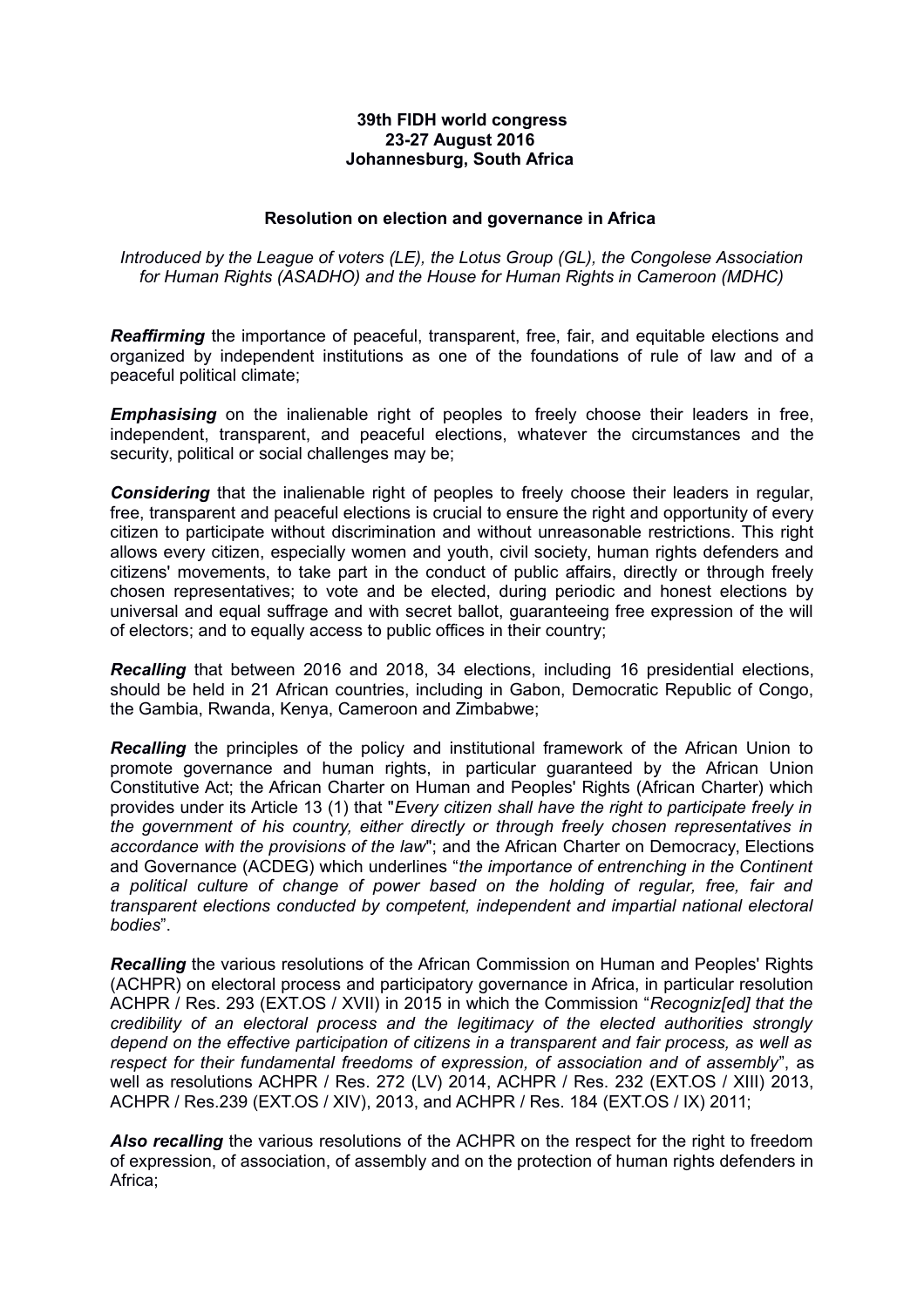**39th FIDH world congress**
**23-27 August 2016**
**Johannesburg, South Africa**

**Resolution on election and governance in Africa**

*Introduced by the League of voters (LE), the Lotus Group (GL), the Congolese Association for Human Rights (ASADHO) and the House for Human Rights in Cameroon (MDHC)*

***Reaffirming*** the importance of peaceful, transparent, free, fair, and equitable elections and organized by independent institutions as one of the foundations of rule of law and of a peaceful political climate;

***Emphasising*** on the inalienable right of peoples to freely choose their leaders in free, independent, transparent, and peaceful elections, whatever the circumstances and the security, political or social challenges may be;

***Considering*** that the inalienable right of peoples to freely choose their leaders in regular, free, transparent and peaceful elections is crucial to ensure the right and opportunity of every citizen to participate without discrimination and without unreasonable restrictions. This right allows every citizen, especially women and youth, civil society, human rights defenders and citizens' movements, to take part in the conduct of public affairs, directly or through freely chosen representatives; to vote and be elected, during periodic and honest elections by universal and equal suffrage and with secret ballot, guaranteeing free expression of the will of electors; and to equally access to public offices in their country;

***Recalling*** that between 2016 and 2018, 34 elections, including 16 presidential elections, should be held in 21 African countries, including in Gabon, Democratic Republic of Congo, the Gambia, Rwanda, Kenya, Cameroon and Zimbabwe;

***Recalling*** the principles of the policy and institutional framework of the African Union to promote governance and human rights, in particular guaranteed by the African Union Constitutive Act; the African Charter on Human and Peoples' Rights (African Charter) which provides under its Article 13 (1) that "*Every citizen shall have the right to participate freely in the government of his country, either directly or through freely chosen representatives in accordance with the provisions of the law*"; and the African Charter on Democracy, Elections and Governance (ACDEG) which underlines "*the importance of entrenching in the Continent a political culture of change of power based on the holding of regular, free, fair and transparent elections conducted by competent, independent and impartial national electoral bodies*".

***Recalling*** the various resolutions of the African Commission on Human and Peoples' Rights (ACHPR) on electoral process and participatory governance in Africa, in particular resolution ACHPR / Res. 293 (EXT.OS / XVII) in 2015 in which the Commission "*Recogniz[ed] that the credibility of an electoral process and the legitimacy of the elected authorities strongly depend on the effective participation of citizens in a transparent and fair process, as well as respect for their fundamental freedoms of expression, of association and of assembly*", as well as resolutions ACHPR / Res. 272 (LV) 2014, ACHPR / Res. 232 (EXT.OS / XIII) 2013, ACHPR / Res.239 (EXT.OS / XIV), 2013, and ACHPR / Res. 184 (EXT.OS / IX) 2011;

***Also recalling*** the various resolutions of the ACHPR on the respect for the right to freedom of expression, of association, of assembly and on the protection of human rights defenders in Africa;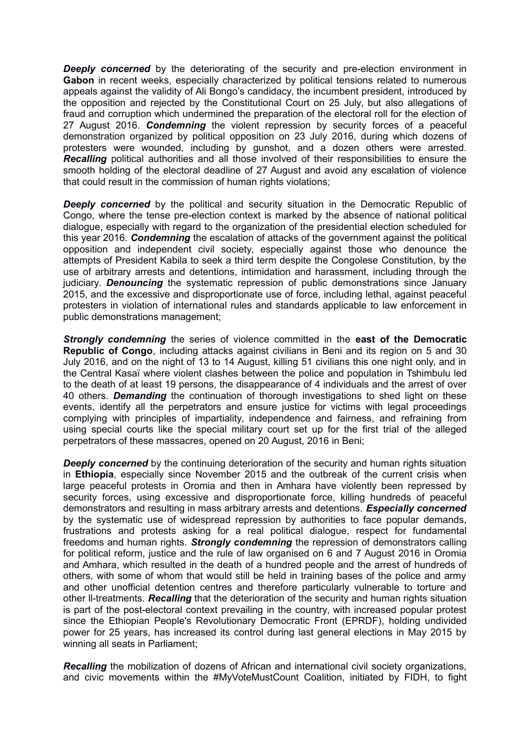***Deeply concerned*** by the deteriorating of the security and pre-election environment in **Gabon** in recent weeks, especially characterized by political tensions related to numerous appeals against the validity of Ali Bongo's candidacy, the incumbent president, introduced by the opposition and rejected by the Constitutional Court on 25 July, but also allegations of fraud and corruption which undermined the preparation of the electoral roll for the election of 27 August 2016. ***Condemning*** the violent repression by security forces of a peaceful demonstration organized by political opposition on 23 July 2016, during which dozens of protesters were wounded, including by gunshot, and a dozen others were arrested. ***Recalling*** political authorities and all those involved of their responsibilities to ensure the smooth holding of the electoral deadline of 27 August and avoid any escalation of violence that could result in the commission of human rights violations;

***Deeply concerned*** by the political and security situation in the Democratic Republic of Congo, where the tense pre-election context is marked by the absence of national political dialogue, especially with regard to the organization of the presidential election scheduled for this year 2016. ***Condemning*** the escalation of attacks of the government against the political opposition and independent civil society, especially against those who denounce the attempts of President Kabila to seek a third term despite the Congolese Constitution, by the use of arbitrary arrests and detentions, intimidation and harassment, including through the judiciary. ***Denouncing*** the systematic repression of public demonstrations since January 2015, and the excessive and disproportionate use of force, including lethal, against peaceful protesters in violation of international rules and standards applicable to law enforcement in public demonstrations management;

***Strongly condemning*** the series of violence committed in the **east of the Democratic Republic of Congo**, including attacks against civilians in Beni and its region on 5 and 30 July 2016, and on the night of 13 to 14 August, killing 51 civilians this one night only, and in the Central Kasaï where violent clashes between the police and population in Tshimbulu led to the death of at least 19 persons, the disappearance of 4 individuals and the arrest of over 40 others. ***Demanding*** the continuation of thorough investigations to shed light on these events, identify all the perpetrators and ensure justice for victims with legal proceedings complying with principles of impartiality, independence and fairness, and refraining from using special courts like the special military court set up for the first trial of the alleged perpetrators of these massacres, opened on 20 August, 2016 in Beni;

***Deeply concerned*** by the continuing deterioration of the security and human rights situation in **Ethiopia**, especially since November 2015 and the outbreak of the current crisis when large peaceful protests in Oromia and then in Amhara have violently been repressed by security forces, using excessive and disproportionate force, killing hundreds of peaceful demonstrators and resulting in mass arbitrary arrests and detentions. ***Especially concerned*** by the systematic use of widespread repression by authorities to face popular demands, frustrations and protests asking for a real political dialogue, respect for fundamental freedoms and human rights. ***Strongly condemning*** the repression of demonstrators calling for political reform, justice and the rule of law organised on 6 and 7 August 2016 in Oromia and Amhara, which resulted in the death of a hundred people and the arrest of hundreds of others, with some of whom that would still be held in training bases of the police and army and other unofficial detention centres and therefore particularly vulnerable to torture and other ll-treatments. ***Recalling*** that the deterioration of the security and human rights situation is part of the post-electoral context prevailing in the country, with increased popular protest since the Ethiopian People's Revolutionary Democratic Front (EPRDF), holding undivided power for 25 years, has increased its control during last general elections in May 2015 by winning all seats in Parliament;

***Recalling*** the mobilization of dozens of African and international civil society organizations, and civic movements within the #MyVoteMustCount Coalition, initiated by FIDH, to fight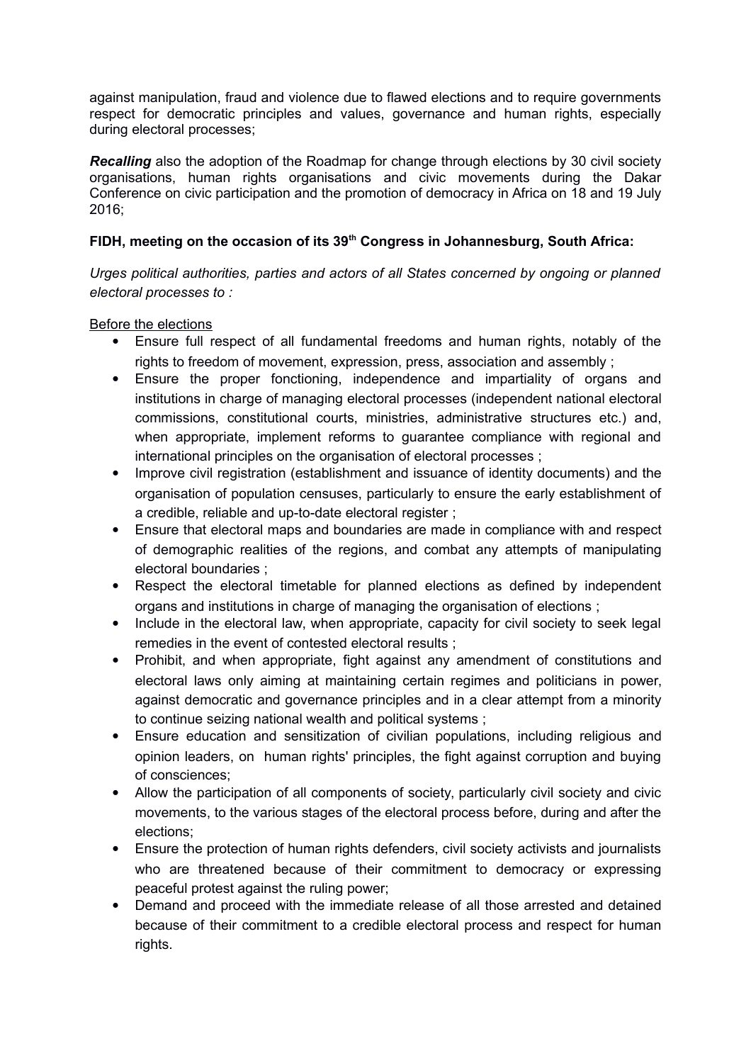against manipulation, fraud and violence due to flawed elections and to require governments respect for democratic principles and values, governance and human rights, especially during electoral processes;

***Recalling*** also the adoption of the Roadmap for change through elections by 30 civil society organisations, human rights organisations and civic movements during the Dakar Conference on civic participation and the promotion of democracy in Africa on 18 and 19 July 2016;

**FIDH, meeting on the occasion of its 39th Congress in Johannesburg, South Africa:**

*Urges political authorities, parties and actors of all States concerned by ongoing or planned electoral processes to :*

Before the elections

- Ensure full respect of all fundamental freedoms and human rights, notably of the rights to freedom of movement, expression, press, association and assembly ;
- Ensure the proper fonctioning, independence and impartiality of organs and institutions in charge of managing electoral processes (independent national electoral commissions, constitutional courts, ministries, administrative structures etc.) and, when appropriate, implement reforms to guarantee compliance with regional and international principles on the organisation of electoral processes ;
- Improve civil registration (establishment and issuance of identity documents) and the organisation of population censuses, particularly to ensure the early establishment of a credible, reliable and up-to-date electoral register ;
- Ensure that electoral maps and boundaries are made in compliance with and respect of demographic realities of the regions, and combat any attempts of manipulating electoral boundaries ;
- Respect the electoral timetable for planned elections as defined by independent organs and institutions in charge of managing the organisation of elections ;
- Include in the electoral law, when appropriate, capacity for civil society to seek legal remedies in the event of contested electoral results ;
- Prohibit, and when appropriate, fight against any amendment of constitutions and electoral laws only aiming at maintaining certain regimes and politicians in power, against democratic and governance principles and in a clear attempt from a minority to continue seizing national wealth and political systems ;
- Ensure education and sensitization of civilian populations, including religious and opinion leaders, on human rights' principles, the fight against corruption and buying of consciences;
- Allow the participation of all components of society, particularly civil society and civic movements, to the various stages of the electoral process before, during and after the elections;
- Ensure the protection of human rights defenders, civil society activists and journalists who are threatened because of their commitment to democracy or expressing peaceful protest against the ruling power;
- Demand and proceed with the immediate release of all those arrested and detained because of their commitment to a credible electoral process and respect for human rights.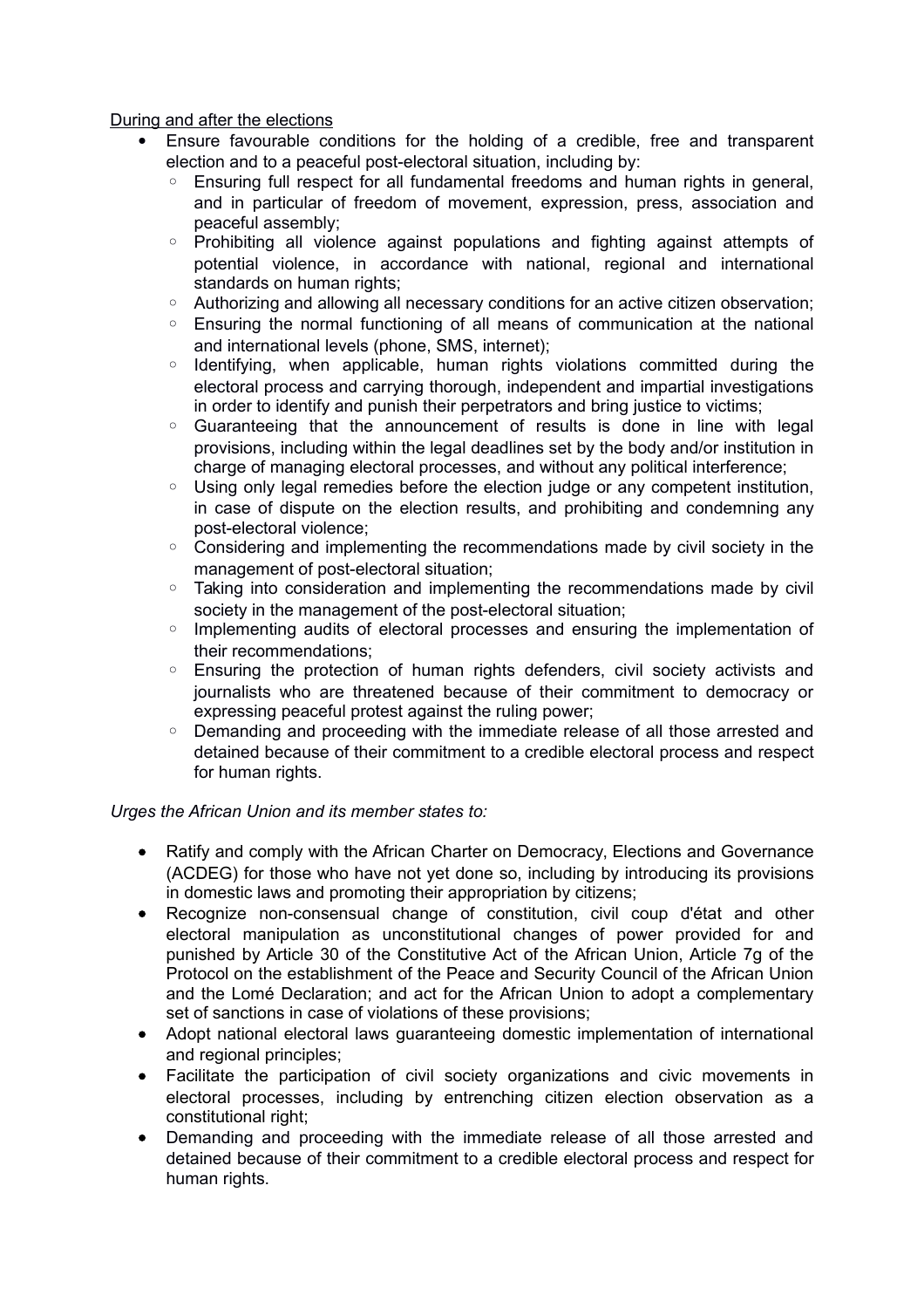<u>During and after the elections</u>

- Ensure favourable conditions for the holding of a credible, free and transparent election and to a peaceful post-electoral situation, including by:
    - Ensuring full respect for all fundamental freedoms and human rights in general, and in particular of freedom of movement, expression, press, association and peaceful assembly;
    - Prohibiting all violence against populations and fighting against attempts of potential violence, in accordance with national, regional and international standards on human rights;
    - Authorizing and allowing all necessary conditions for an active citizen observation;
    - Ensuring the normal functioning of all means of communication at the national and international levels (phone, SMS, internet);
    - Identifying, when applicable, human rights violations committed during the electoral process and carrying thorough, independent and impartial investigations in order to identify and punish their perpetrators and bring justice to victims;
    - Guaranteeing that the announcement of results is done in line with legal provisions, including within the legal deadlines set by the body and/or institution in charge of managing electoral processes, and without any political interference;
    - Using only legal remedies before the election judge or any competent institution, in case of dispute on the election results, and prohibiting and condemning any post-electoral violence;
    - Considering and implementing the recommendations made by civil society in the management of post-electoral situation;
    - Taking into consideration and implementing the recommendations made by civil society in the management of the post-electoral situation;
    - Implementing audits of electoral processes and ensuring the implementation of their recommendations;
    - Ensuring the protection of human rights defenders, civil society activists and journalists who are threatened because of their commitment to democracy or expressing peaceful protest against the ruling power;
    - Demanding and proceeding with the immediate release of all those arrested and detained because of their commitment to a credible electoral process and respect for human rights.

*Urges the African Union and its member states to:*

- Ratify and comply with the African Charter on Democracy, Elections and Governance (ACDEG) for those who have not yet done so, including by introducing its provisions in domestic laws and promoting their appropriation by citizens;
- Recognize non-consensual change of constitution, civil coup d'état and other electoral manipulation as unconstitutional changes of power provided for and punished by Article 30 of the Constitutive Act of the African Union, Article 7g of the Protocol on the establishment of the Peace and Security Council of the African Union and the Lomé Declaration; and act for the African Union to adopt a complementary set of sanctions in case of violations of these provisions;
- Adopt national electoral laws guaranteeing domestic implementation of international and regional principles;
- Facilitate the participation of civil society organizations and civic movements in electoral processes, including by entrenching citizen election observation as a constitutional right;
- Demanding and proceeding with the immediate release of all those arrested and detained because of their commitment to a credible electoral process and respect for human rights.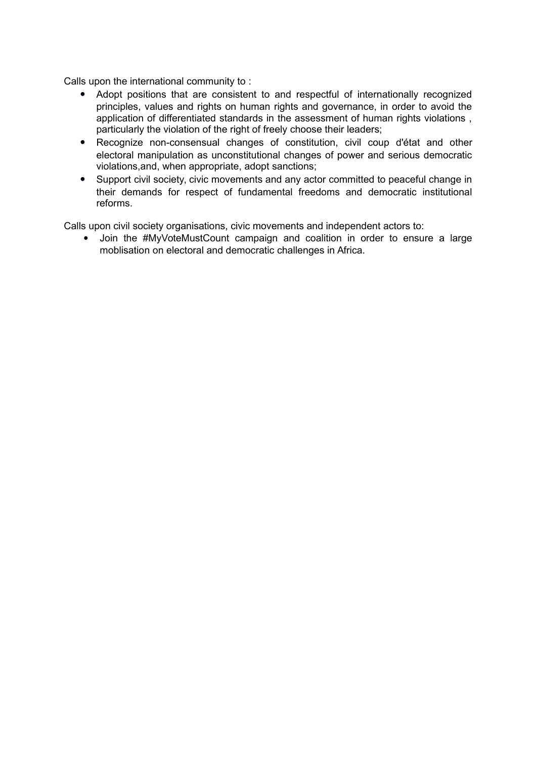Calls upon the international community to :

- Adopt positions that are consistent to and respectful of internationally recognized principles, values and rights on human rights and governance, in order to avoid the application of differentiated standards in the assessment of human rights violations , particularly the violation of the right of freely choose their leaders;
- Recognize non-consensual changes of constitution, civil coup d'état and other electoral manipulation as unconstitutional changes of power and serious democratic violations,and, when appropriate, adopt sanctions;
- Support civil society, civic movements and any actor committed to peaceful change in their demands for respect of fundamental freedoms and democratic institutional reforms.

Calls upon civil society organisations, civic movements and independent actors to:

- Join the #MyVoteMustCount campaign and coalition in order to ensure a large moblisation on electoral and democratic challenges in Africa.